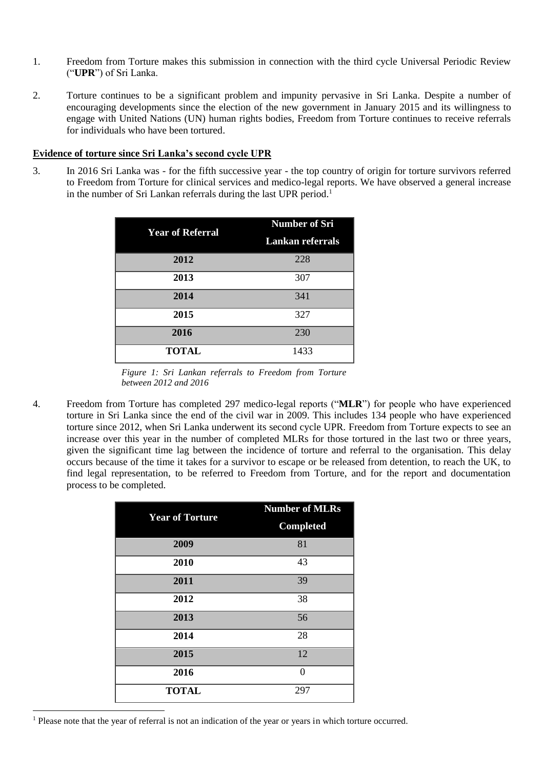1. Freedom from Torture makes this submission in connection with the third cycle Universal Periodic Review ("**UPR**") of Sri Lanka.

2. Torture continues to be a significant problem and impunity pervasive in Sri Lanka. Despite a number of encouraging developments since the election of the new government in January 2015 and its willingness to engage with United Nations (UN) human rights bodies, Freedom from Torture continues to receive referrals for individuals who have been tortured.

**Evidence of torture since Sri Lanka's second cycle UPR**

3. In 2016 Sri Lanka was - for the fifth successive year - the top country of origin for torture survivors referred to Freedom from Torture for clinical services and medico-legal reports. We have observed a general increase in the number of Sri Lankan referrals during the last UPR period.[1]

| Year of Referral | Number of Sri Lankan referrals |
|---|---|
| 2012 | 228 |
| 2013 | 307 |
| 2014 | 341 |
| 2015 | 327 |
| 2016 | 230 |
| TOTAL | 1433 |

*Figure 1: Sri Lankan referrals to Freedom from Torture between 2012 and 2016*

4. Freedom from Torture has completed 297 medico-legal reports ("**MLR**") for people who have experienced torture in Sri Lanka since the end of the civil war in 2009. This includes 134 people who have experienced torture since 2012, when Sri Lanka underwent its second cycle UPR. Freedom from Torture expects to see an increase over this year in the number of completed MLRs for those tortured in the last two or three years, given the significant time lag between the incidence of torture and referral to the organisation. This delay occurs because of the time it takes for a survivor to escape or be released from detention, to reach the UK, to find legal representation, to be referred to Freedom from Torture, and for the report and documentation process to be completed.

| Year of Torture | Number of MLRs Completed |
|---|---|
| 2009 | 81 |
| 2010 | 43 |
| 2011 | 39 |
| 2012 | 38 |
| 2013 | 56 |
| 2014 | 28 |
| 2015 | 12 |
| 2016 | 0 |
| TOTAL | 297 |

[1] Please note that the year of referral is not an indication of the year or years in which torture occurred.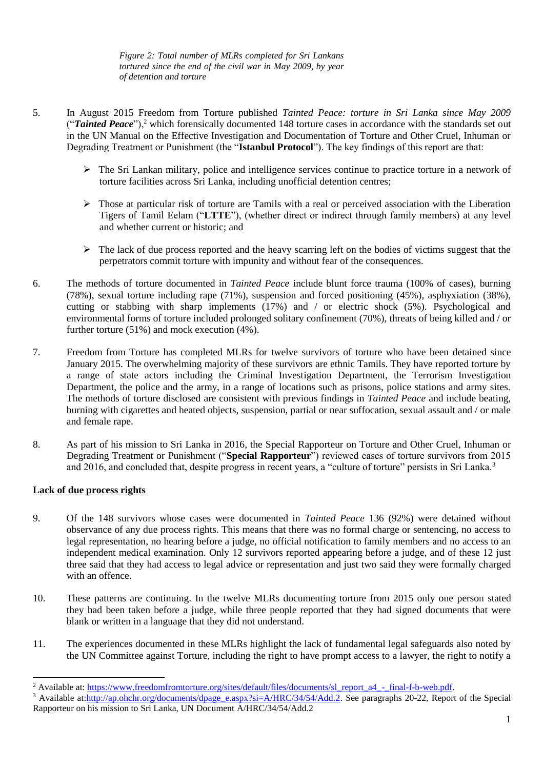*Figure 2: Total number of MLRs completed for Sri Lankans tortured since the end of the civil war in May 2009, by year of detention and torture*

5. In August 2015 Freedom from Torture published *Tainted Peace: torture in Sri Lanka since May 2009* ("***Tainted Peace***"),[2] which forensically documented 148 torture cases in accordance with the standards set out in the UN Manual on the Effective Investigation and Documentation of Torture and Other Cruel, Inhuman or Degrading Treatment or Punishment (the "**Istanbul Protocol**"). The key findings of this report are that:

   - The Sri Lankan military, police and intelligence services continue to practice torture in a network of torture facilities across Sri Lanka, including unofficial detention centres;

   - Those at particular risk of torture are Tamils with a real or perceived association with the Liberation Tigers of Tamil Eelam ("**LTTE**"), (whether direct or indirect through family members) at any level and whether current or historic; and

   - The lack of due process reported and the heavy scarring left on the bodies of victims suggest that the perpetrators commit torture with impunity and without fear of the consequences.

6. The methods of torture documented in *Tainted Peace* include blunt force trauma (100% of cases), burning (78%), sexual torture including rape (71%), suspension and forced positioning (45%), asphyxiation (38%), cutting or stabbing with sharp implements (17%) and / or electric shock (5%). Psychological and environmental forms of torture included prolonged solitary confinement (70%), threats of being killed and / or further torture (51%) and mock execution (4%).

7. Freedom from Torture has completed MLRs for twelve survivors of torture who have been detained since January 2015. The overwhelming majority of these survivors are ethnic Tamils. They have reported torture by a range of state actors including the Criminal Investigation Department, the Terrorism Investigation Department, the police and the army, in a range of locations such as prisons, police stations and army sites. The methods of torture disclosed are consistent with previous findings in *Tainted Peace* and include beating, burning with cigarettes and heated objects, suspension, partial or near suffocation, sexual assault and / or male and female rape.

8. As part of his mission to Sri Lanka in 2016, the Special Rapporteur on Torture and Other Cruel, Inhuman or Degrading Treatment or Punishment ("**Special Rapporteur**") reviewed cases of torture survivors from 2015 and 2016, and concluded that, despite progress in recent years, a "culture of torture" persists in Sri Lanka.[3]

## Lack of due process rights

9. Of the 148 survivors whose cases were documented in *Tainted Peace* 136 (92%) were detained without observance of any due process rights. This means that there was no formal charge or sentencing, no access to legal representation, no hearing before a judge, no official notification to family members and no access to an independent medical examination. Only 12 survivors reported appearing before a judge, and of these 12 just three said that they had access to legal advice or representation and just two said they were formally charged with an offence.

10. These patterns are continuing. In the twelve MLRs documenting torture from 2015 only one person stated they had been taken before a judge, while three people reported that they had signed documents that were blank or written in a language that they did not understand.

11. The experiences documented in these MLRs highlight the lack of fundamental legal safeguards also noted by the UN Committee against Torture, including the right to have prompt access to a lawyer, the right to notify a

---

[2] Available at: https://www.freedomfromtorture.org/sites/default/files/documents/sl_report_a4_-_final-f-b-web.pdf.

[3] Available at:http://ap.ohchr.org/documents/dpage_e.aspx?si=A/HRC/34/54/Add.2. See paragraphs 20-22, Report of the Special Rapporteur on his mission to Sri Lanka, UN Document A/HRC/34/54/Add.2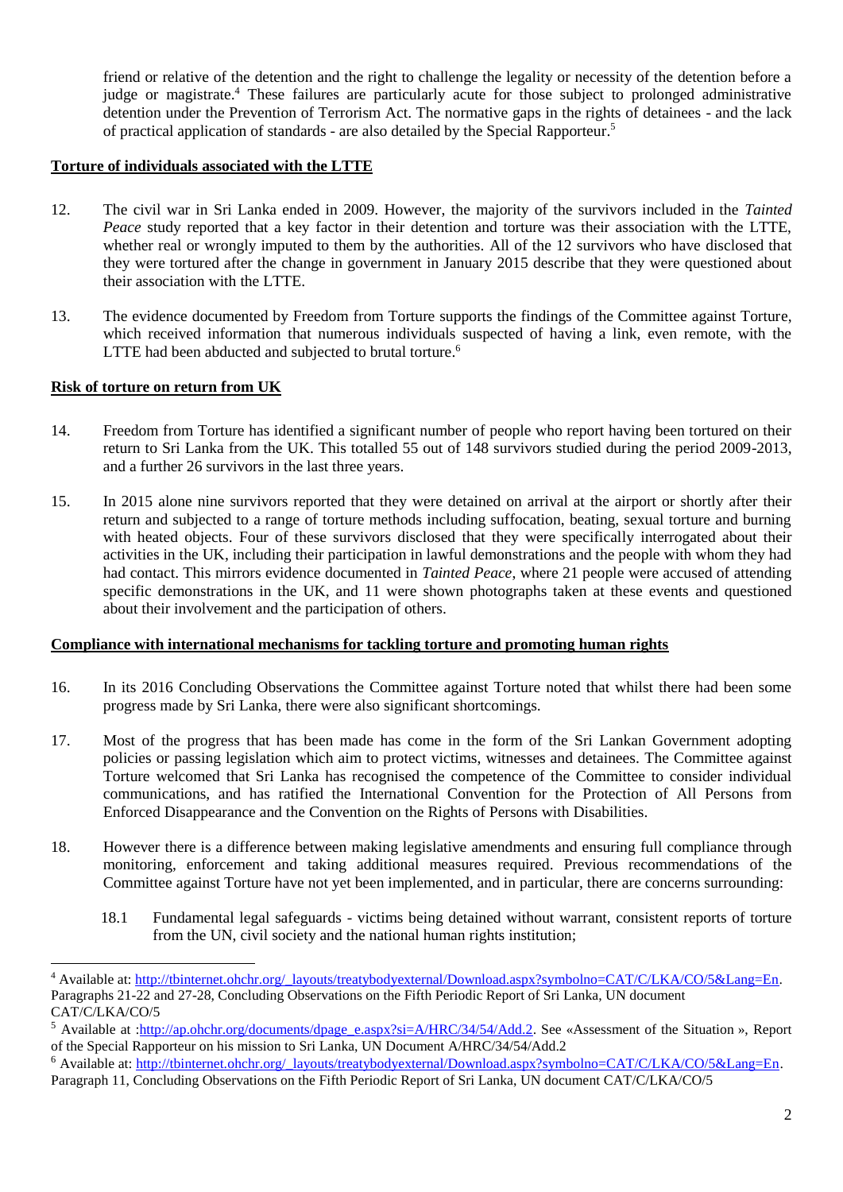friend or relative of the detention and the right to challenge the legality or necessity of the detention before a judge or magistrate.[4] These failures are particularly acute for those subject to prolonged administrative detention under the Prevention of Terrorism Act. The normative gaps in the rights of detainees - and the lack of practical application of standards - are also detailed by the Special Rapporteur.[5]

## Torture of individuals associated with the LTTE

12. The civil war in Sri Lanka ended in 2009. However, the majority of the survivors included in the *Tainted Peace* study reported that a key factor in their detention and torture was their association with the LTTE, whether real or wrongly imputed to them by the authorities. All of the 12 survivors who have disclosed that they were tortured after the change in government in January 2015 describe that they were questioned about their association with the LTTE.

13. The evidence documented by Freedom from Torture supports the findings of the Committee against Torture, which received information that numerous individuals suspected of having a link, even remote, with the LTTE had been abducted and subjected to brutal torture.[6]

## Risk of torture on return from UK

14. Freedom from Torture has identified a significant number of people who report having been tortured on their return to Sri Lanka from the UK. This totalled 55 out of 148 survivors studied during the period 2009-2013, and a further 26 survivors in the last three years.

15. In 2015 alone nine survivors reported that they were detained on arrival at the airport or shortly after their return and subjected to a range of torture methods including suffocation, beating, sexual torture and burning with heated objects. Four of these survivors disclosed that they were specifically interrogated about their activities in the UK, including their participation in lawful demonstrations and the people with whom they had had contact. This mirrors evidence documented in *Tainted Peace*, where 21 people were accused of attending specific demonstrations in the UK, and 11 were shown photographs taken at these events and questioned about their involvement and the participation of others.

## Compliance with international mechanisms for tackling torture and promoting human rights

16. In its 2016 Concluding Observations the Committee against Torture noted that whilst there had been some progress made by Sri Lanka, there were also significant shortcomings.

17. Most of the progress that has been made has come in the form of the Sri Lankan Government adopting policies or passing legislation which aim to protect victims, witnesses and detainees. The Committee against Torture welcomed that Sri Lanka has recognised the competence of the Committee to consider individual communications, and has ratified the International Convention for the Protection of All Persons from Enforced Disappearance and the Convention on the Rights of Persons with Disabilities.

18. However there is a difference between making legislative amendments and ensuring full compliance through monitoring, enforcement and taking additional measures required. Previous recommendations of the Committee against Torture have not yet been implemented, and in particular, there are concerns surrounding:

    18.1 Fundamental legal safeguards - victims being detained without warrant, consistent reports of torture from the UN, civil society and the national human rights institution;

---

[4] Available at: http://tbinternet.ohchr.org/_layouts/treatybodyexternal/Download.aspx?symbolno=CAT/C/LKA/CO/5&Lang=En. Paragraphs 21-22 and 27-28, Concluding Observations on the Fifth Periodic Report of Sri Lanka, UN document CAT/C/LKA/CO/5

[5] Available at :http://ap.ohchr.org/documents/dpage_e.aspx?si=A/HRC/34/54/Add.2. See «Assessment of the Situation », Report of the Special Rapporteur on his mission to Sri Lanka, UN Document A/HRC/34/54/Add.2

[6] Available at: http://tbinternet.ohchr.org/_layouts/treatybodyexternal/Download.aspx?symbolno=CAT/C/LKA/CO/5&Lang=En. Paragraph 11, Concluding Observations on the Fifth Periodic Report of Sri Lanka, UN document CAT/C/LKA/CO/5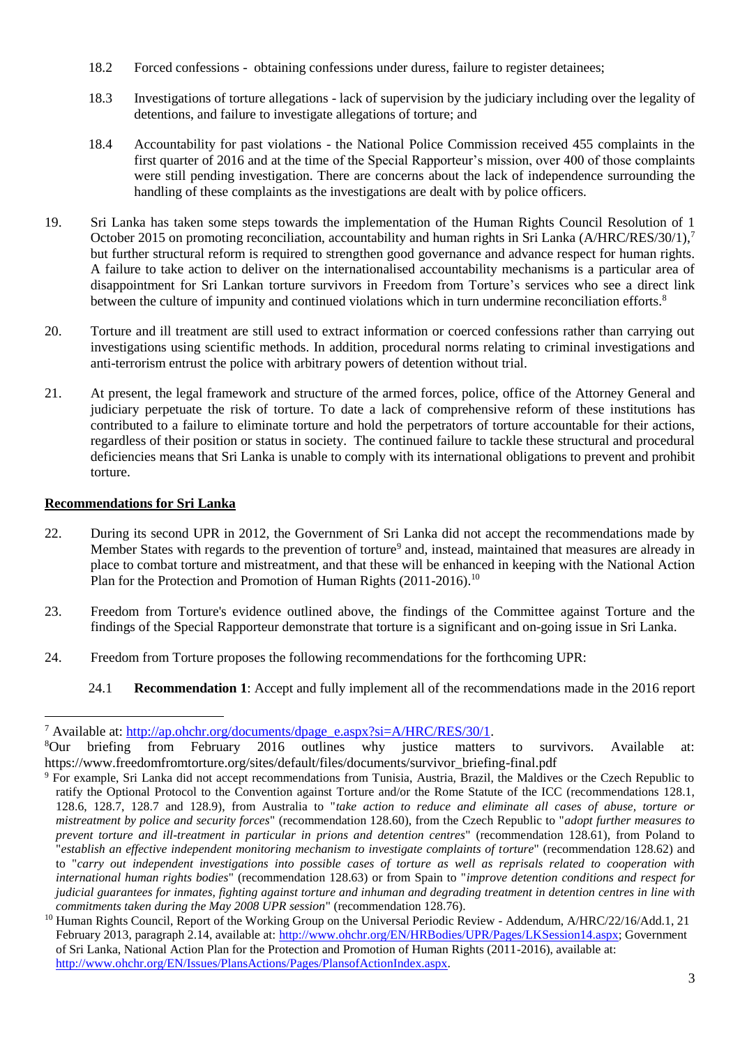18.2 Forced confessions - obtaining confessions under duress, failure to register detainees;

18.3 Investigations of torture allegations - lack of supervision by the judiciary including over the legality of detentions, and failure to investigate allegations of torture; and

18.4 Accountability for past violations - the National Police Commission received 455 complaints in the first quarter of 2016 and at the time of the Special Rapporteur's mission, over 400 of those complaints were still pending investigation. There are concerns about the lack of independence surrounding the handling of these complaints as the investigations are dealt with by police officers.

19. Sri Lanka has taken some steps towards the implementation of the Human Rights Council Resolution of 1 October 2015 on promoting reconciliation, accountability and human rights in Sri Lanka (A/HRC/RES/30/1),[7] but further structural reform is required to strengthen good governance and advance respect for human rights. A failure to take action to deliver on the internationalised accountability mechanisms is a particular area of disappointment for Sri Lankan torture survivors in Freedom from Torture's services who see a direct link between the culture of impunity and continued violations which in turn undermine reconciliation efforts.[8]

20. Torture and ill treatment are still used to extract information or coerced confessions rather than carrying out investigations using scientific methods. In addition, procedural norms relating to criminal investigations and anti-terrorism entrust the police with arbitrary powers of detention without trial.

21. At present, the legal framework and structure of the armed forces, police, office of the Attorney General and judiciary perpetuate the risk of torture. To date a lack of comprehensive reform of these institutions has contributed to a failure to eliminate torture and hold the perpetrators of torture accountable for their actions, regardless of their position or status in society. The continued failure to tackle these structural and procedural deficiencies means that Sri Lanka is unable to comply with its international obligations to prevent and prohibit torture.

## Recommendations for Sri Lanka

22. During its second UPR in 2012, the Government of Sri Lanka did not accept the recommendations made by Member States with regards to the prevention of torture[9] and, instead, maintained that measures are already in place to combat torture and mistreatment, and that these will be enhanced in keeping with the National Action Plan for the Protection and Promotion of Human Rights (2011-2016).[10]

23. Freedom from Torture's evidence outlined above, the findings of the Committee against Torture and the findings of the Special Rapporteur demonstrate that torture is a significant and on-going issue in Sri Lanka.

24. Freedom from Torture proposes the following recommendations for the forthcoming UPR:

24.1 **Recommendation 1**: Accept and fully implement all of the recommendations made in the 2016 report

---

[7] Available at: http://ap.ohchr.org/documents/dpage_e.aspx?si=A/HRC/RES/30/1.

[8] Our briefing from February 2016 outlines why justice matters to survivors. Available at: https://www.freedomfromtorture.org/sites/default/files/documents/survivor_briefing-final.pdf

[9] For example, Sri Lanka did not accept recommendations from Tunisia, Austria, Brazil, the Maldives or the Czech Republic to ratify the Optional Protocol to the Convention against Torture and/or the Rome Statute of the ICC (recommendations 128.1, 128.6, 128.7, 128.7 and 128.9), from Australia to "*take action to reduce and eliminate all cases of abuse, torture or mistreatment by police and security forces*" (recommendation 128.60), from the Czech Republic to "*adopt further measures to prevent torture and ill-treatment in particular in prions and detention centres*" (recommendation 128.61), from Poland to "*establish an effective independent monitoring mechanism to investigate complaints of torture*" (recommendation 128.62) and to "*carry out independent investigations into possible cases of torture as well as reprisals related to cooperation with international human rights bodies*" (recommendation 128.63) or from Spain to "*improve detention conditions and respect for judicial guarantees for inmates, fighting against torture and inhuman and degrading treatment in detention centres in line with commitments taken during the May 2008 UPR session*" (recommendation 128.76).

[10] Human Rights Council, Report of the Working Group on the Universal Periodic Review - Addendum, A/HRC/22/16/Add.1, 21 February 2013, paragraph 2.14, available at: http://www.ohchr.org/EN/HRBodies/UPR/Pages/LKSession14.aspx; Government of Sri Lanka, National Action Plan for the Protection and Promotion of Human Rights (2011-2016), available at: http://www.ohchr.org/EN/Issues/PlansActions/Pages/PlansofActionIndex.aspx.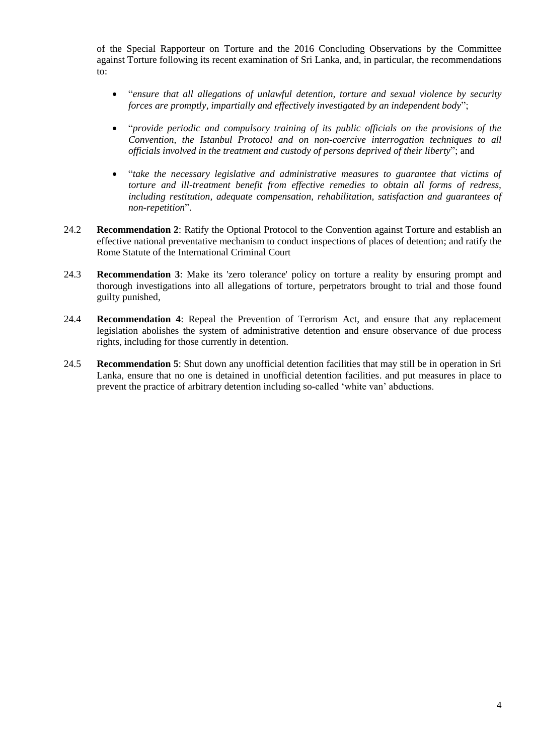of the Special Rapporteur on Torture and the 2016 Concluding Observations by the Committee against Torture following its recent examination of Sri Lanka, and, in particular, the recommendations to:

- "*ensure that all allegations of unlawful detention, torture and sexual violence by security forces are promptly, impartially and effectively investigated by an independent body*";
- "*provide periodic and compulsory training of its public officials on the provisions of the Convention, the Istanbul Protocol and on non-coercive interrogation techniques to all officials involved in the treatment and custody of persons deprived of their liberty*"; and
- "*take the necessary legislative and administrative measures to guarantee that victims of torture and ill-treatment benefit from effective remedies to obtain all forms of redress, including restitution, adequate compensation, rehabilitation, satisfaction and guarantees of non-repetition*".

24.2 **Recommendation 2**: Ratify the Optional Protocol to the Convention against Torture and establish an effective national preventative mechanism to conduct inspections of places of detention; and ratify the Rome Statute of the International Criminal Court

24.3 **Recommendation 3**: Make its 'zero tolerance' policy on torture a reality by ensuring prompt and thorough investigations into all allegations of torture, perpetrators brought to trial and those found guilty punished,

24.4 **Recommendation 4**: Repeal the Prevention of Terrorism Act, and ensure that any replacement legislation abolishes the system of administrative detention and ensure observance of due process rights, including for those currently in detention.

24.5 **Recommendation 5**: Shut down any unofficial detention facilities that may still be in operation in Sri Lanka, ensure that no one is detained in unofficial detention facilities. and put measures in place to prevent the practice of arbitrary detention including so-called 'white van' abductions.